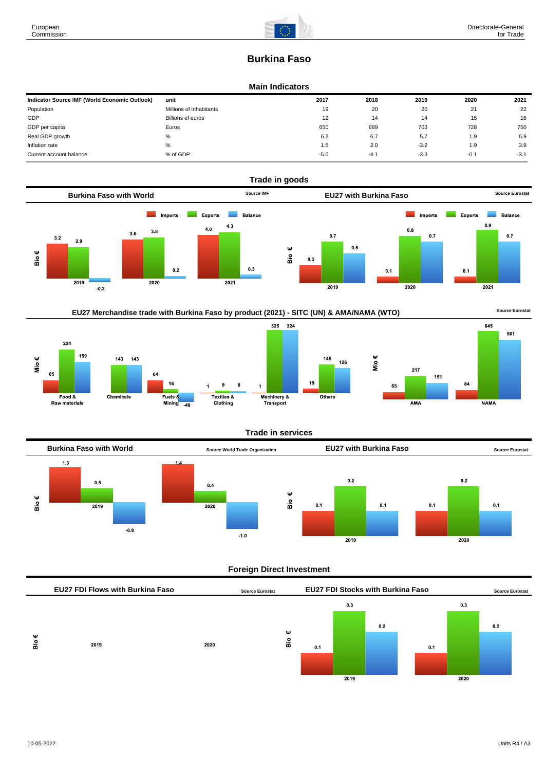# Burkina Faso

## Main Indicators

| Indicator Source IMF (World Economic Outlook) | unit | 2017 | 2018 | 2019 | 2020 | 2021 |
|---|---|---|---|---|---|---|
| Population | Millions of inhabitants | 19 | 20 | 20 | 21 | 22 |
| GDP | Billions of euros | 12 | 14 | 14 | 15 | 16 |
| GDP per capita | Euros | 650 | 689 | 703 | 728 | 750 |
| Real GDP growth | % | 6.2 | 6.7 | 5.7 | 1.9 | 6.9 |
| Inflation rate | % | 1.5 | 2.0 | -3.2 | 1.9 | 3.9 |
| Current account balance | % of GDP | -5.0 | -4.1 | -3.3 | -0.1 | -3.1 |

## Trade in goods

### Burkina Faso with World

Source IMF

Bio €

| | Imports | Exports | Balance |
|---|---|---|---|
| 2019 | 3.2 | 2.9 | -0.3 |
| 2020 | 3.6 | 3.8 | 0.2 |
| 2021 | 4.0 | 4.3 | 0.3 |

### EU27 with Burkina Faso

Source Eurostat

Bio €

| | Imports | Exports | Balance |
|---|---|---|---|
| 2019 | 0.3 | 0.7 | 0.5 |
| 2020 | 0.1 | 0.8 | 0.7 |
| 2021 | 0.1 | 0.9 | 0.7 |

### EU27 Merchandise trade with Burkina Faso by product (2021) - SITC (UN) & AMA/NAMA (WTO)

Source Eurostat

Mio €

| | Imports | Exports | Balance |
|---|---|---|---|
| Food & Raw materials | 65 | 224 | 159 |
| Chemicals | | 143 | 143 |
| Fuels & Mining | 64 | 16 | -48 |
| Textiles & Clothing | 1 | 9 | 8 |
| Machinery & Transport | 1 | 325 | 324 |
| Others | 19 | 145 | 126 |

Mio €

| | Imports | Exports | Balance |
|---|---|---|---|
| AMA | 65 | 217 | 151 |
| NAMA | 84 | 645 | 561 |

## Trade in services

### Burkina Faso with World

Source World Trade Organization

Bio €

| | Imports | Exports | Balance |
|---|---|---|---|
| 2019 | 1.3 | 0.5 | -0.8 |
| 2020 | 1.4 | 0.4 | -1.0 |

### EU27 with Burkina Faso

Source Eurostat

Bio €

| | Imports | Exports | Balance |
|---|---|---|---|
| 2019 | 0.1 | 0.2 | 0.1 |
| 2020 | 0.1 | 0.2 | 0.1 |

## Foreign Direct Investment

### EU27 FDI Flows with Burkina Faso

Source Eurostat

Bio €

| | |
|---|---|
| 2019 | |
| 2020 | |

### EU27 FDI Stocks with Burkina Faso

Source Eurostat

Bio €

| | Inward | Outward | Balance |
|---|---|---|---|
| 2019 | 0.1 | 0.3 | 0.2 |
| 2020 | 0.1 | 0.3 | 0.2 |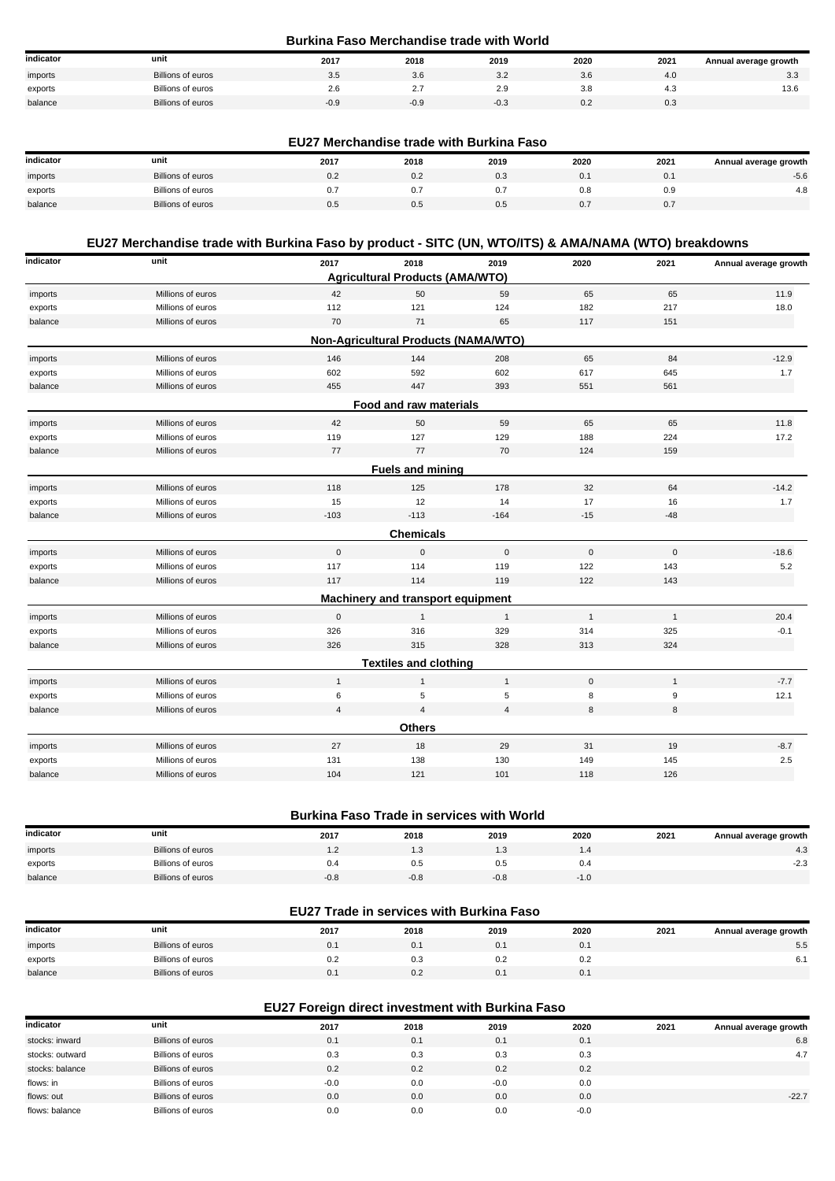## Burkina Faso Merchandise trade with World

| indicator | unit | 2017 | 2018 | 2019 | 2020 | 2021 | Annual average growth |
|---|---|---|---|---|---|---|---|
| imports | Billions of euros | 3.5 | 3.6 | 3.2 | 3.6 | 4.0 | 3.3 |
| exports | Billions of euros | 2.6 | 2.7 | 2.9 | 3.8 | 4.3 | 13.6 |
| balance | Billions of euros | -0.9 | -0.9 | -0.3 | 0.2 | 0.3 | |

## EU27 Merchandise trade with Burkina Faso

| indicator | unit | 2017 | 2018 | 2019 | 2020 | 2021 | Annual average growth |
|---|---|---|---|---|---|---|---|
| imports | Billions of euros | 0.2 | 0.2 | 0.3 | 0.1 | 0.1 | -5.6 |
| exports | Billions of euros | 0.7 | 0.7 | 0.7 | 0.8 | 0.9 | 4.8 |
| balance | Billions of euros | 0.5 | 0.5 | 0.5 | 0.7 | 0.7 | |

## EU27 Merchandise trade with Burkina Faso by product - SITC (UN, WTO/ITS) & AMA/NAMA (WTO) breakdowns

| indicator | unit | 2017 | 2018 | 2019 | 2020 | 2021 | Annual average growth |
|---|---|---|---|---|---|---|---|
| **Agricultural Products (AMA/WTO)** | | | | | | | |
| imports | Millions of euros | 42 | 50 | 59 | 65 | 65 | 11.9 |
| exports | Millions of euros | 112 | 121 | 124 | 182 | 217 | 18.0 |
| balance | Millions of euros | 70 | 71 | 65 | 117 | 151 | |
| **Non-Agricultural Products (NAMA/WTO)** | | | | | | | |
| imports | Millions of euros | 146 | 144 | 208 | 65 | 84 | -12.9 |
| exports | Millions of euros | 602 | 592 | 602 | 617 | 645 | 1.7 |
| balance | Millions of euros | 455 | 447 | 393 | 551 | 561 | |
| **Food and raw materials** | | | | | | | |
| imports | Millions of euros | 42 | 50 | 59 | 65 | 65 | 11.8 |
| exports | Millions of euros | 119 | 127 | 129 | 188 | 224 | 17.2 |
| balance | Millions of euros | 77 | 77 | 70 | 124 | 159 | |
| **Fuels and mining** | | | | | | | |
| imports | Millions of euros | 118 | 125 | 178 | 32 | 64 | -14.2 |
| exports | Millions of euros | 15 | 12 | 14 | 17 | 16 | 1.7 |
| balance | Millions of euros | -103 | -113 | -164 | -15 | -48 | |
| **Chemicals** | | | | | | | |
| imports | Millions of euros | 0 | 0 | 0 | 0 | 0 | -18.6 |
| exports | Millions of euros | 117 | 114 | 119 | 122 | 143 | 5.2 |
| balance | Millions of euros | 117 | 114 | 119 | 122 | 143 | |
| **Machinery and transport equipment** | | | | | | | |
| imports | Millions of euros | 0 | 1 | 1 | 1 | 1 | 20.4 |
| exports | Millions of euros | 326 | 316 | 329 | 314 | 325 | -0.1 |
| balance | Millions of euros | 326 | 315 | 328 | 313 | 324 | |
| **Textiles and clothing** | | | | | | | |
| imports | Millions of euros | 1 | 1 | 1 | 0 | 1 | -7.7 |
| exports | Millions of euros | 6 | 5 | 5 | 8 | 9 | 12.1 |
| balance | Millions of euros | 4 | 4 | 4 | 8 | 8 | |
| **Others** | | | | | | | |
| imports | Millions of euros | 27 | 18 | 29 | 31 | 19 | -8.7 |
| exports | Millions of euros | 131 | 138 | 130 | 149 | 145 | 2.5 |
| balance | Millions of euros | 104 | 121 | 101 | 118 | 126 | |

## Burkina Faso Trade in services with World

| indicator | unit | 2017 | 2018 | 2019 | 2020 | 2021 | Annual average growth |
|---|---|---|---|---|---|---|---|
| imports | Billions of euros | 1.2 | 1.3 | 1.3 | 1.4 | | 4.3 |
| exports | Billions of euros | 0.4 | 0.5 | 0.5 | 0.4 | | -2.3 |
| balance | Billions of euros | -0.8 | -0.8 | -0.8 | -1.0 | | |

## EU27 Trade in services with Burkina Faso

| indicator | unit | 2017 | 2018 | 2019 | 2020 | 2021 | Annual average growth |
|---|---|---|---|---|---|---|---|
| imports | Billions of euros | 0.1 | 0.1 | 0.1 | 0.1 | | 5.5 |
| exports | Billions of euros | 0.2 | 0.3 | 0.2 | 0.2 | | 6.1 |
| balance | Billions of euros | 0.1 | 0.2 | 0.1 | 0.1 | | |

## EU27 Foreign direct investment with Burkina Faso

| indicator | unit | 2017 | 2018 | 2019 | 2020 | 2021 | Annual average growth |
|---|---|---|---|---|---|---|---|
| stocks: inward | Billions of euros | 0.1 | 0.1 | 0.1 | 0.1 | | 6.8 |
| stocks: outward | Billions of euros | 0.3 | 0.3 | 0.3 | 0.3 | | 4.7 |
| stocks: balance | Billions of euros | 0.2 | 0.2 | 0.2 | 0.2 | | |
| flows: in | Billions of euros | -0.0 | 0.0 | -0.0 | 0.0 | | |
| flows: out | Billions of euros | 0.0 | 0.0 | 0.0 | 0.0 | | -22.7 |
| flows: balance | Billions of euros | 0.0 | 0.0 | 0.0 | -0.0 | | |